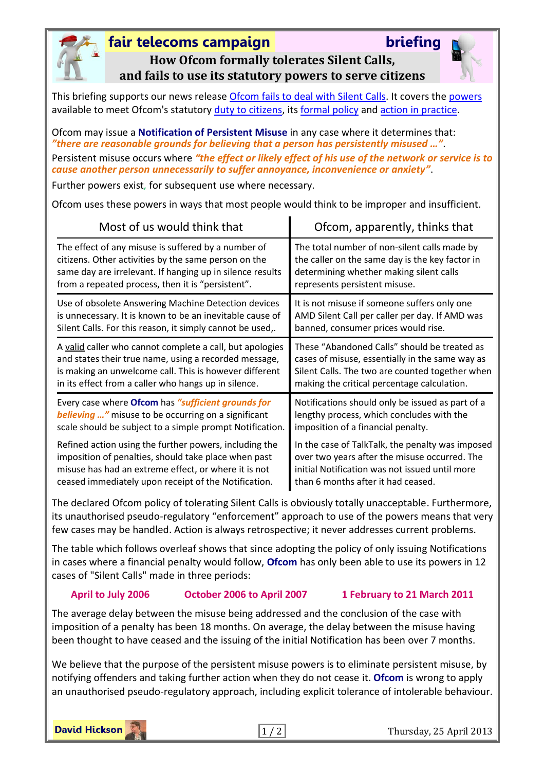# fair telecoms campaign — briefing

## How Ofcom formally tolerates Silent Calls, and fails to use its statutory powers to serve citizens

This briefing supports our news release Ofcom fails to deal with Silent Calls. It covers the powers available to meet Ofcom's statutory duty to citizens, its formal policy and action in practice.

Ofcom may issue a **Notification of Persistent Misuse** in any case where it determines that: ***"there are reasonable grounds for believing that a person has persistently misused …"***.

Persistent misuse occurs where ***"the effect or likely effect of his use of the network or service is to cause another person unnecessarily to suffer annoyance, inconvenience or anxiety"***.

Further powers exist, for subsequent use where necessary.

Ofcom uses these powers in ways that most people would think to be improper and insufficient.

| Most of us would think that | Ofcom, apparently, thinks that |
|---|---|
| The effect of any misuse is suffered by a number of citizens. Other activities by the same person on the same day are irrelevant. If hanging up in silence results from a repeated process, then it is "persistent". | The total number of non-silent calls made by the caller on the same day is the key factor in determining whether making silent calls represents persistent misuse. |
| Use of obsolete Answering Machine Detection devices is unnecessary. It is known to be an inevitable cause of Silent Calls. For this reason, it simply cannot be used,. | It is not misuse if someone suffers only one AMD Silent Call per caller per day. If AMD was banned, consumer prices would rise. |
| A valid caller who cannot complete a call, but apologies and states their true name, using a recorded message, is making an unwelcome call. This is however different in its effect from a caller who hangs up in silence. | These "Abandoned Calls" should be treated as cases of misuse, essentially in the same way as Silent Calls. The two are counted together when making the critical percentage calculation. |
| Every case where **Ofcom** has ***"sufficient grounds for believing …"*** misuse to be occurring on a significant scale should be subject to a simple prompt Notification. | Notifications should only be issued as part of a lengthy process, which concludes with the imposition of a financial penalty. |
| Refined action using the further powers, including the imposition of penalties, should take place when past misuse has had an extreme effect, or where it is not ceased immediately upon receipt of the Notification. | In the case of TalkTalk, the penalty was imposed over two years after the misuse occurred. The initial Notification was not issued until more than 6 months after it had ceased. |

The declared Ofcom policy of tolerating Silent Calls is obviously totally unacceptable. Furthermore, its unauthorised pseudo-regulatory "enforcement" approach to use of the powers means that very few cases may be handled. Action is always retrospective; it never addresses current problems.

The table which follows overleaf shows that since adopting the policy of only issuing Notifications in cases where a financial penalty would follow, **Ofcom** has only been able to use its powers in 12 cases of "Silent Calls" made in three periods:

**April to July 2006** &nbsp;&nbsp;&nbsp; **October 2006 to April 2007** &nbsp;&nbsp;&nbsp; **1 February to 21 March 2011**

The average delay between the misuse being addressed and the conclusion of the case with imposition of a penalty has been 18 months. On average, the delay between the misuse having been thought to have ceased and the issuing of the initial Notification has been over 7 months.

We believe that the purpose of the persistent misuse powers is to eliminate persistent misuse, by notifying offenders and taking further action when they do not cease it. **Ofcom** is wrong to apply an unauthorised pseudo-regulatory approach, including explicit tolerance of intolerable behaviour.

**David Hickson** — Thursday, 25 April 2013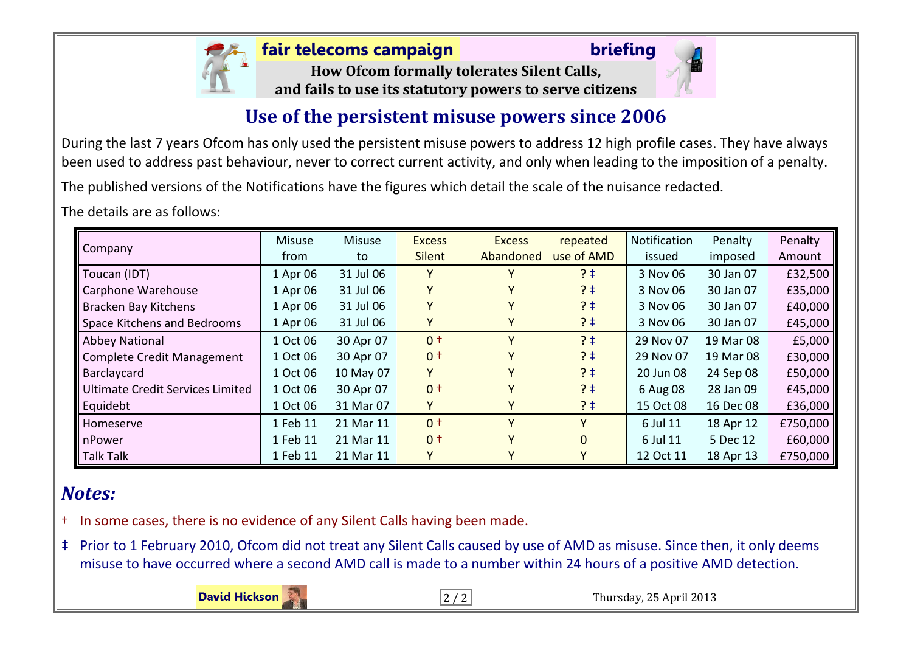**fair telecoms campaign** **briefing**

**How Ofcom formally tolerates Silent Calls, and fails to use its statutory powers to serve citizens**

# Use of the persistent misuse powers since 2006

During the last 7 years Ofcom has only used the persistent misuse powers to address 12 high profile cases. They have always been used to address past behaviour, never to correct current activity, and only when leading to the imposition of a penalty.

The published versions of the Notifications have the figures which detail the scale of the nuisance redacted.

The details are as follows:

| Company | Misuse from | Misuse to | Excess Silent | Excess Abandoned | repeated use of AMD | Notification issued | Penalty imposed | Penalty Amount |
|---|---|---|---|---|---|---|---|---|
| Toucan (IDT) | 1 Apr 06 | 31 Jul 06 | Y | Y | ? ‡ | 3 Nov 06 | 30 Jan 07 | £32,500 |
| Carphone Warehouse | 1 Apr 06 | 31 Jul 06 | Y | Y | ? ‡ | 3 Nov 06 | 30 Jan 07 | £35,000 |
| Bracken Bay Kitchens | 1 Apr 06 | 31 Jul 06 | Y | Y | ? ‡ | 3 Nov 06 | 30 Jan 07 | £40,000 |
| Space Kitchens and Bedrooms | 1 Apr 06 | 31 Jul 06 | Y | Y | ? ‡ | 3 Nov 06 | 30 Jan 07 | £45,000 |
| Abbey National | 1 Oct 06 | 30 Apr 07 | 0 † | Y | ? ‡ | 29 Nov 07 | 19 Mar 08 | £5,000 |
| Complete Credit Management | 1 Oct 06 | 30 Apr 07 | 0 † | Y | ? ‡ | 29 Nov 07 | 19 Mar 08 | £30,000 |
| Barclaycard | 1 Oct 06 | 10 May 07 | Y | Y | ? ‡ | 20 Jun 08 | 24 Sep 08 | £50,000 |
| Ultimate Credit Services Limited | 1 Oct 06 | 30 Apr 07 | 0 † | Y | ? ‡ | 6 Aug 08 | 28 Jan 09 | £45,000 |
| Equidebt | 1 Oct 06 | 31 Mar 07 | Y | Y | ? ‡ | 15 Oct 08 | 16 Dec 08 | £36,000 |
| Homeserve | 1 Feb 11 | 21 Mar 11 | 0 † | Y | Y | 6 Jul 11 | 18 Apr 12 | £750,000 |
| nPower | 1 Feb 11 | 21 Mar 11 | 0 † | Y | 0 | 6 Jul 11 | 5 Dec 12 | £60,000 |
| Talk Talk | 1 Feb 11 | 21 Mar 11 | Y | Y | Y | 12 Oct 11 | 18 Apr 13 | £750,000 |

## *Notes:*

† In some cases, there is no evidence of any Silent Calls having been made.

‡ Prior to 1 February 2010, Ofcom did not treat any Silent Calls caused by use of AMD as misuse. Since then, it only deems misuse to have occurred where a second AMD call is made to a number within 24 hours of a positive AMD detection.

**David Hickson**

Thursday, 25 April 2013